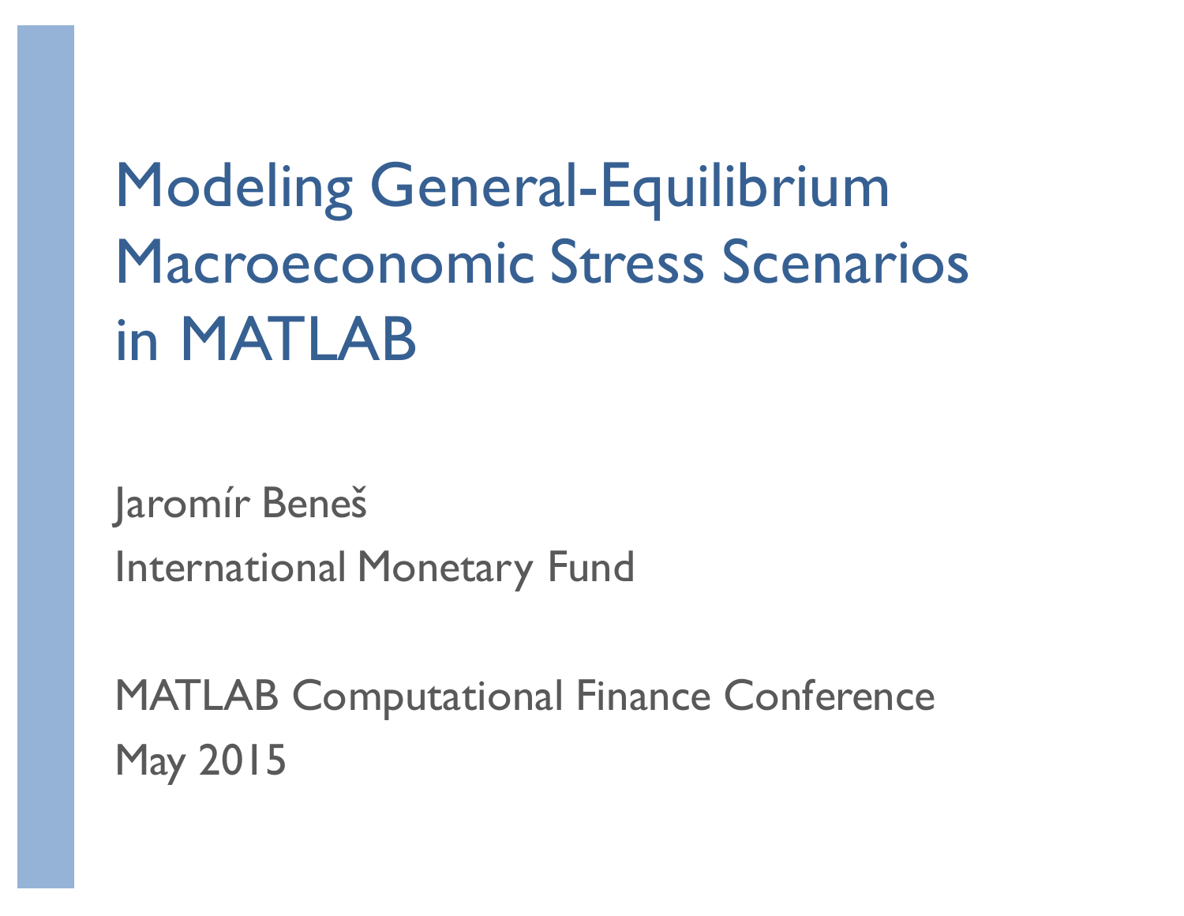# Modeling General-Equilibrium Macroeconomic Stress Scenarios in MATLAB

Jaromír Beneš

International Monetary Fund

MATLAB Computational Finance Conference

May 2015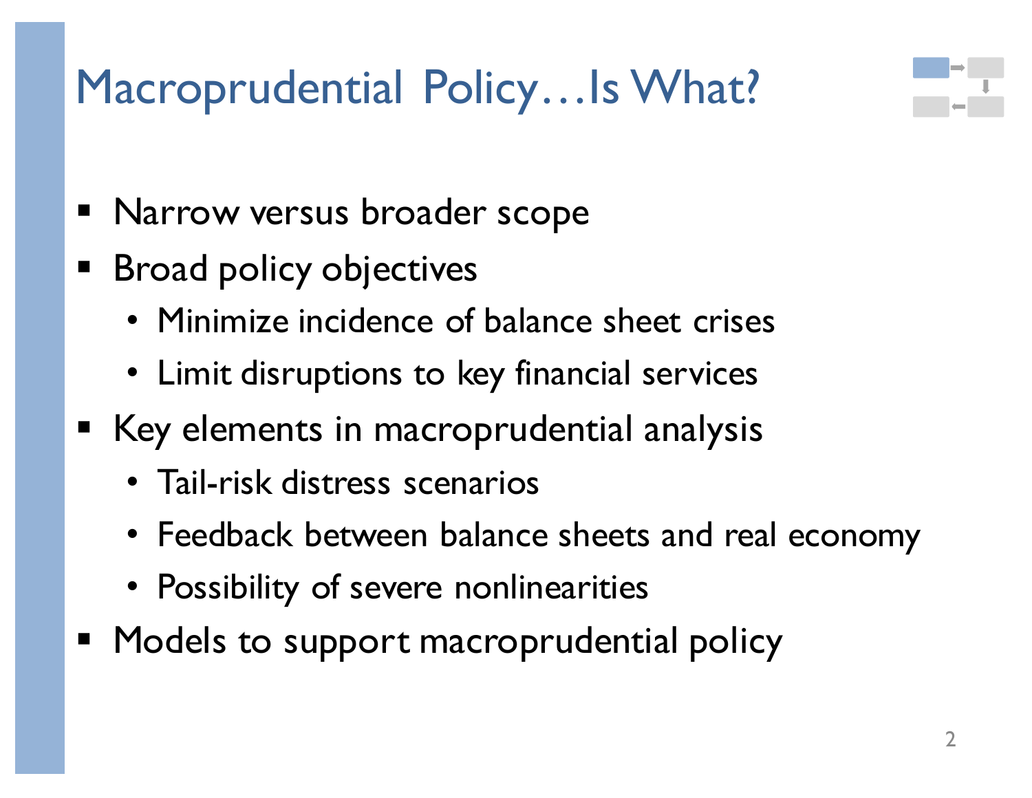# Macroprudential Policy…Is What?

- Narrow versus broader scope
- Broad policy objectives
  - Minimize incidence of balance sheet crises
  - Limit disruptions to key financial services
- Key elements in macroprudential analysis
  - Tail-risk distress scenarios
  - Feedback between balance sheets and real economy
  - Possibility of severe nonlinearities
- Models to support macroprudential policy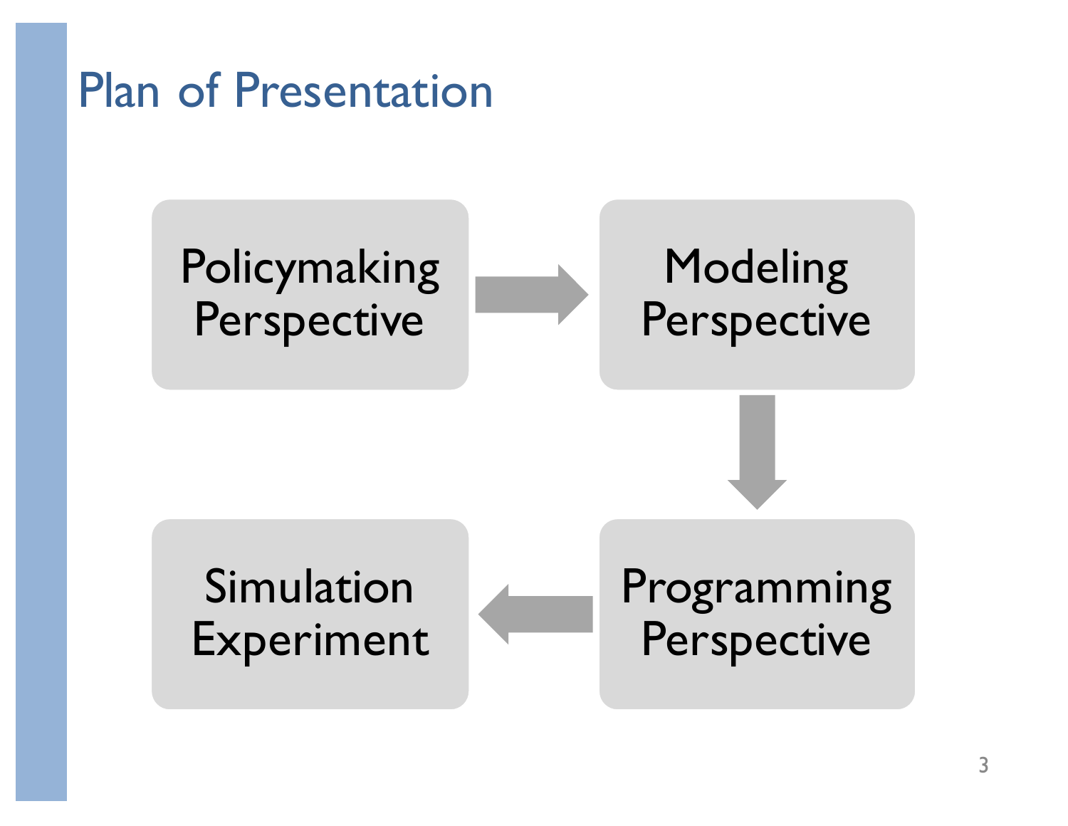# Plan of Presentation

1. Policymaking Perspective
2. Modeling Perspective
3. Programming Perspective
4. Simulation Experiment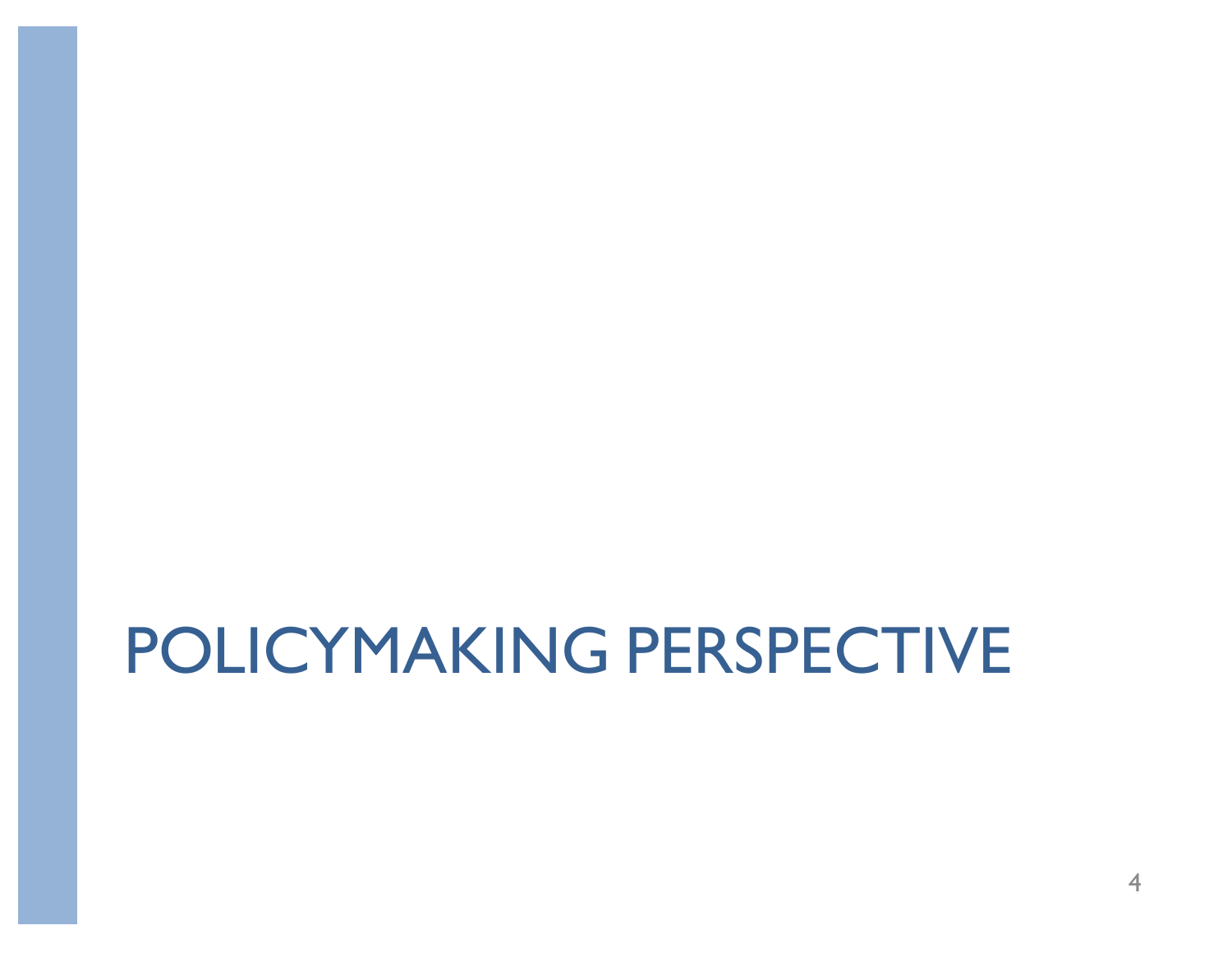# POLICYMAKING PERSPECTIVE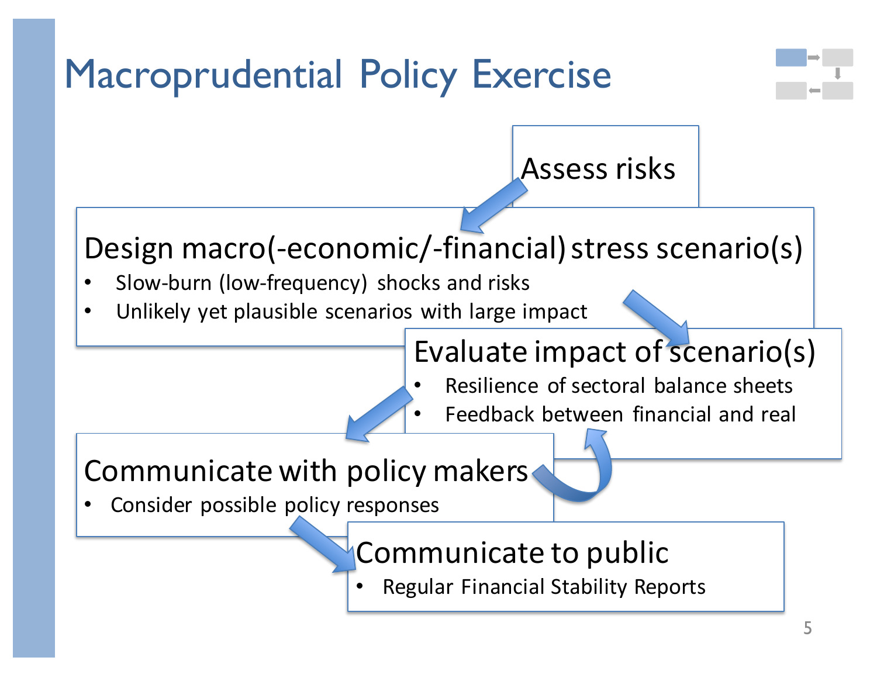# Macroprudential Policy Exercise

Assess risks

**Design macro(-economic/-financial) stress scenario(s)**

- Slow-burn (low-frequency) shocks and risks
- Unlikely yet plausible scenarios with large impact

**Evaluate impact of scenario(s)**

- Resilience of sectoral balance sheets
- Feedback between financial and real

**Communicate with policy makers**

- Consider possible policy responses

**Communicate to public**

- Regular Financial Stability Reports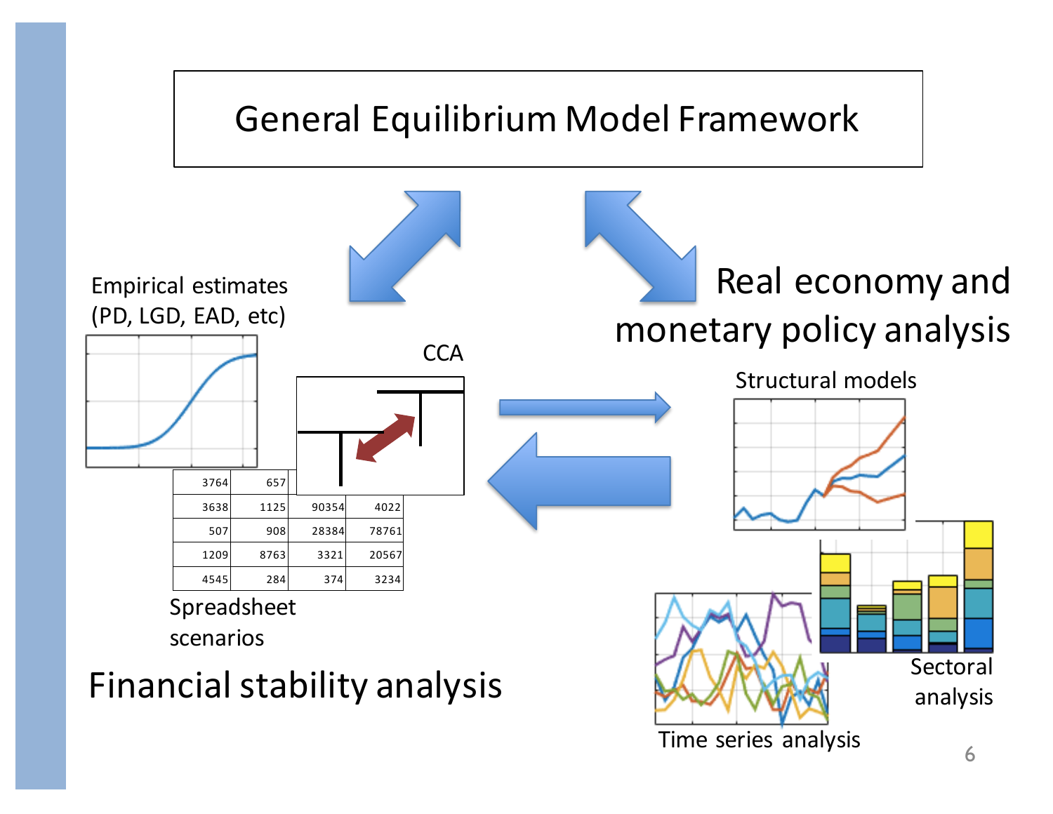# General Equilibrium Model Framework

Empirical estimates (PD, LGD, EAD, etc)

CCA

| 3764 | 657 | | |
|---|---|---|---|
| 3638 | 1125 | 90354 | 4022 |
| 507 | 908 | 28384 | 78761 |
| 1209 | 8763 | 3321 | 20567 |
| 4545 | 284 | 374 | 3234 |

Spreadsheet scenarios

Financial stability analysis

Real economy and monetary policy analysis

Structural models

Sectoral analysis

Time series analysis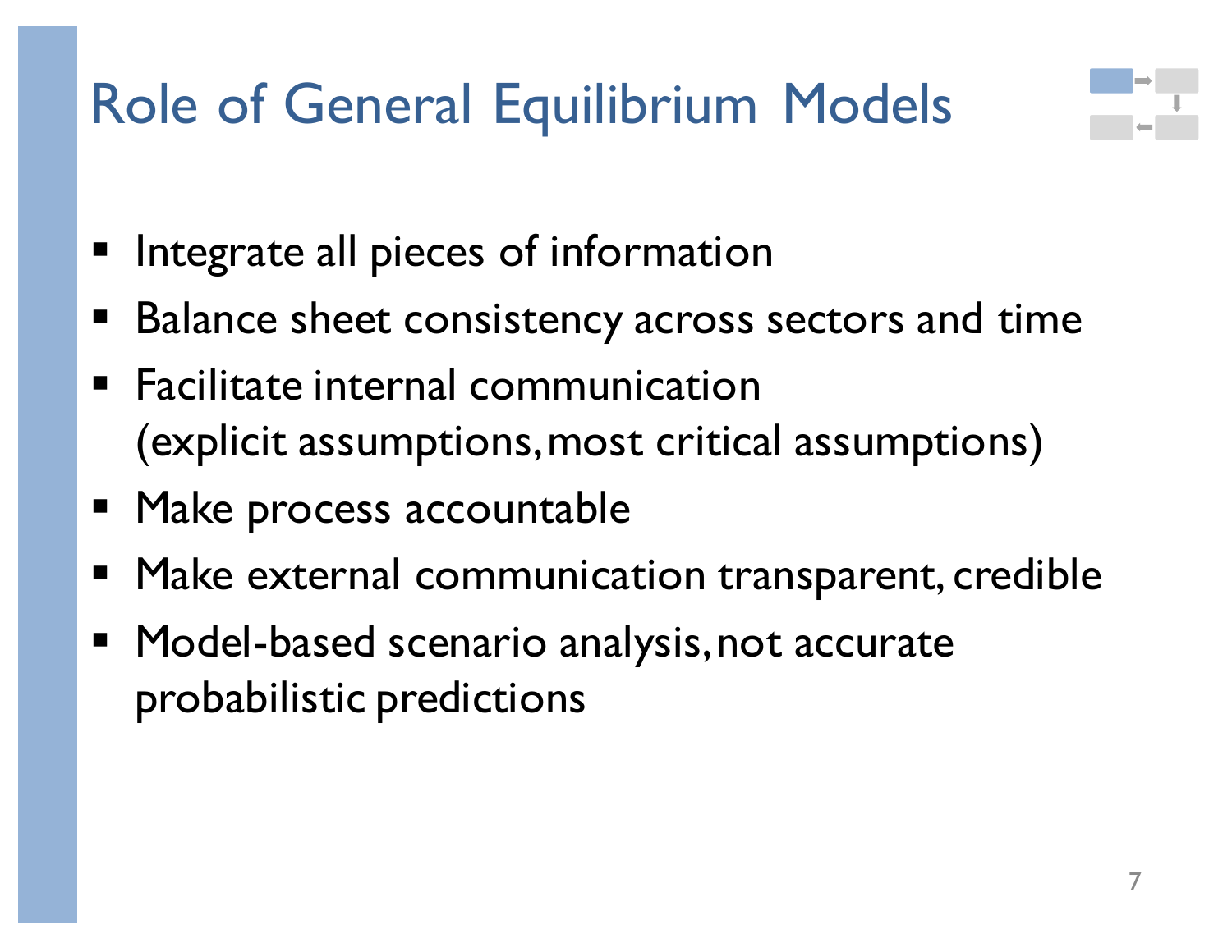# Role of General Equilibrium Models

- Integrate all pieces of information
- Balance sheet consistency across sectors and time
- Facilitate internal communication (explicit assumptions, most critical assumptions)
- Make process accountable
- Make external communication transparent, credible
- Model-based scenario analysis, not accurate probabilistic predictions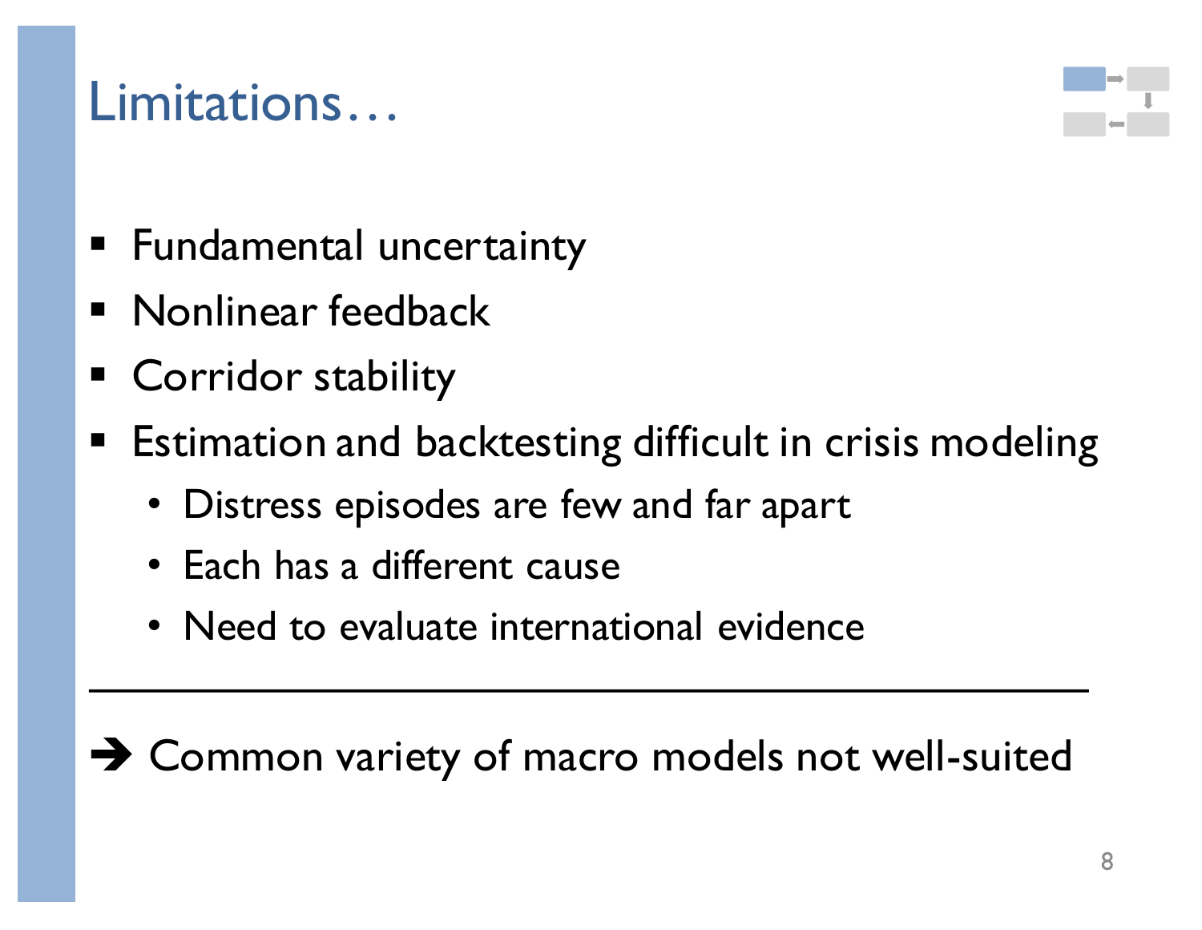# Limitations…

- Fundamental uncertainty
- Nonlinear feedback
- Corridor stability
- Estimation and backtesting difficult in crisis modeling
  - Distress episodes are few and far apart
  - Each has a different cause
  - Need to evaluate international evidence

---

➔ Common variety of macro models not well-suited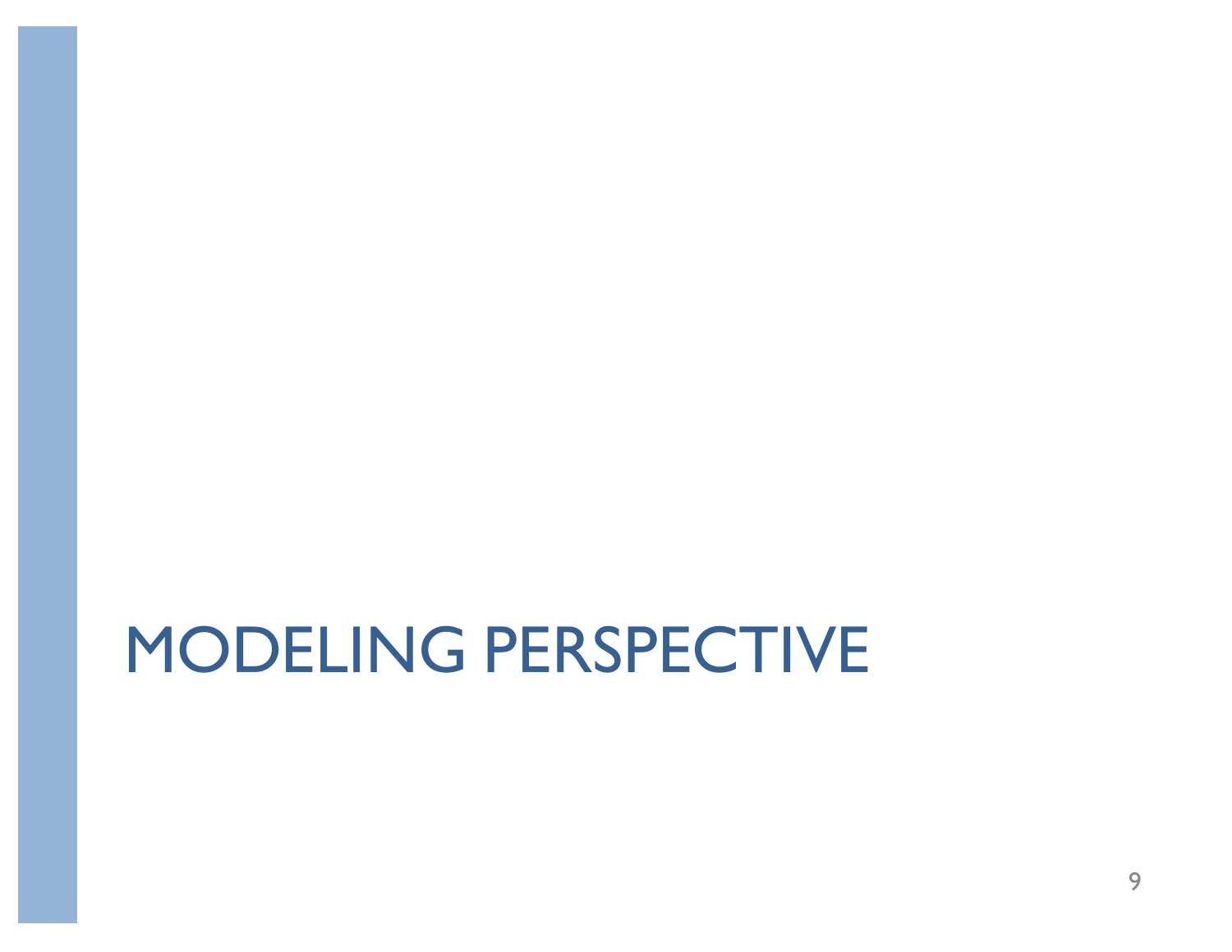# MODELING PERSPECTIVE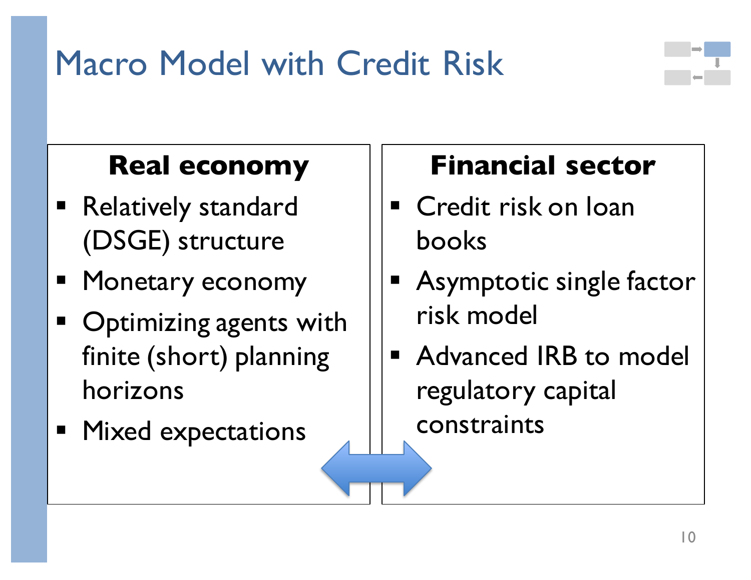# Macro Model with Credit Risk

### Real economy

- Relatively standard (DSGE) structure
- Monetary economy
- Optimizing agents with finite (short) planning horizons
- Mixed expectations

### Financial sector

- Credit risk on loan books
- Asymptotic single factor risk model
- Advanced IRB to model regulatory capital constraints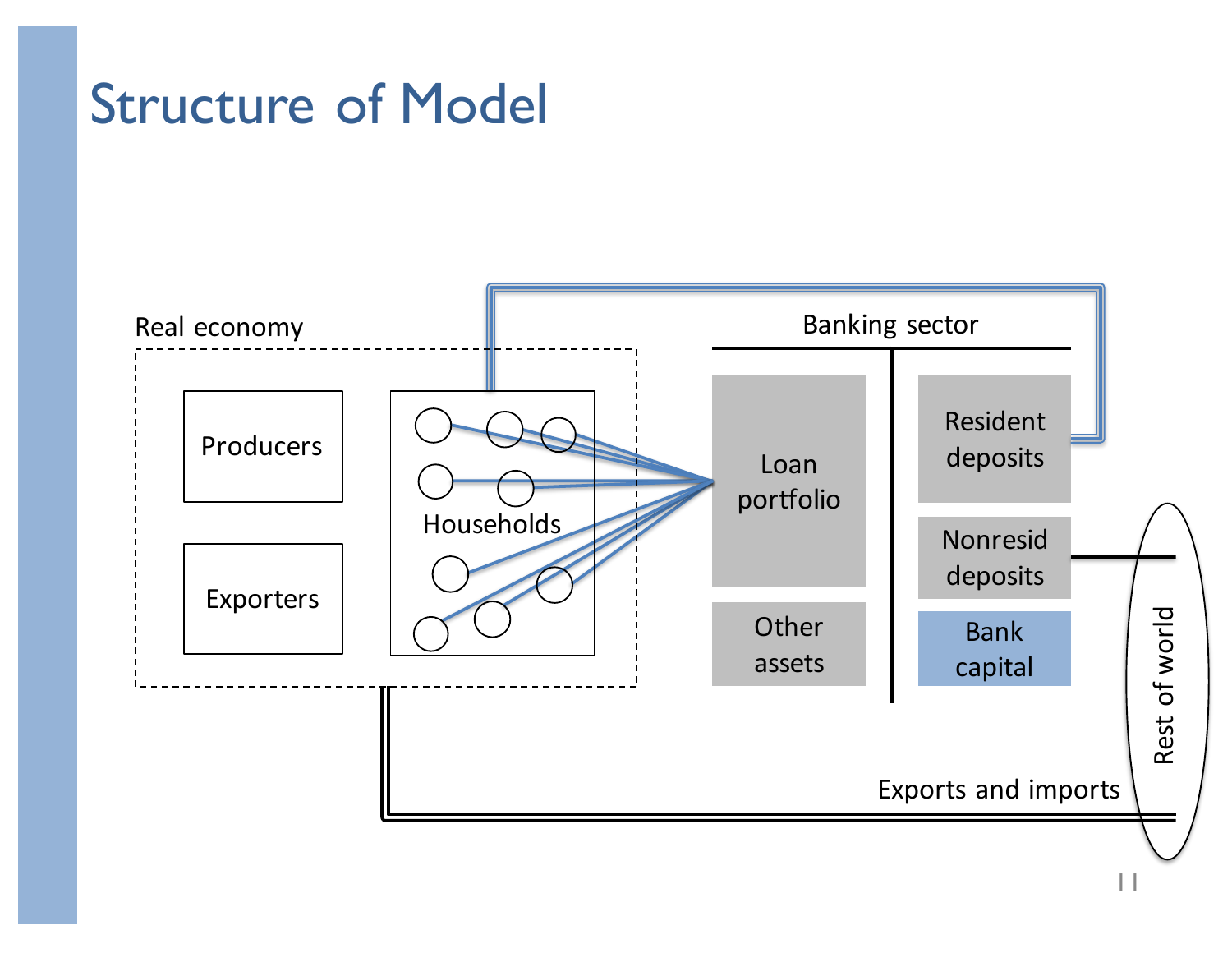# Structure of Model

Real economy

Producers

Exporters

Households

Banking sector

Loan portfolio

Other assets

Resident deposits

Nonresid deposits

Bank capital

Rest of world

Exports and imports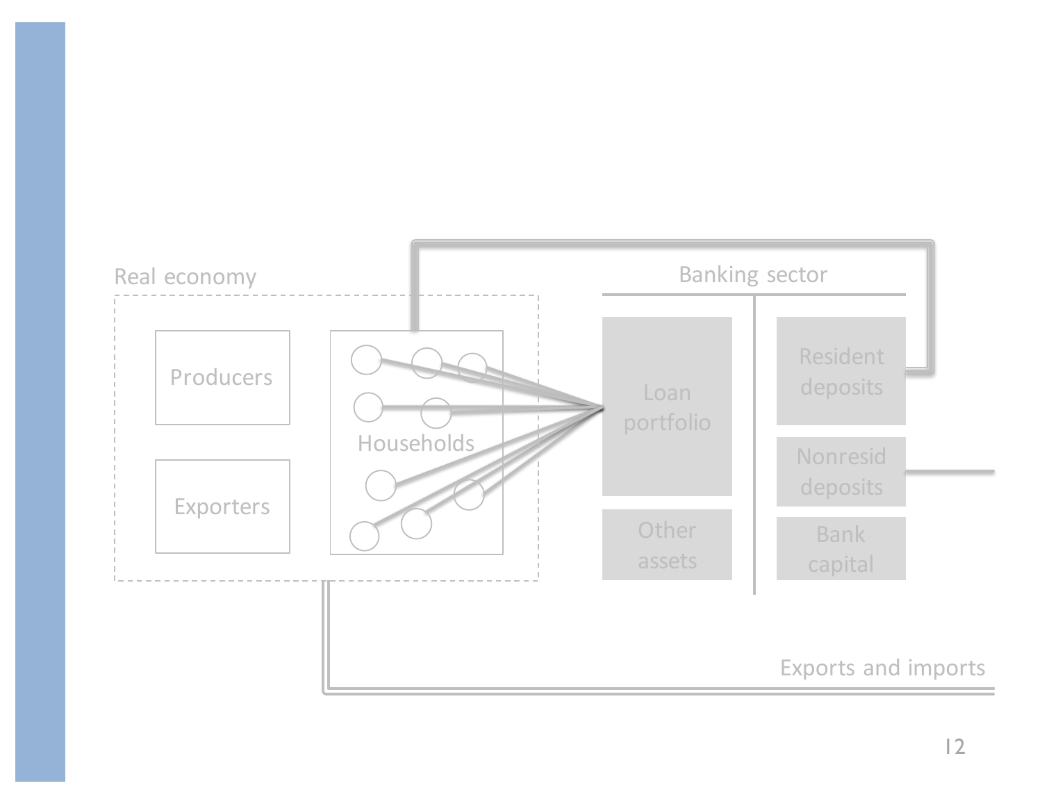Real economy

Producers

Exporters

Households

Banking sector

Loan portfolio

Other assets

Resident deposits

Nonresid deposits

Bank capital

Exports and imports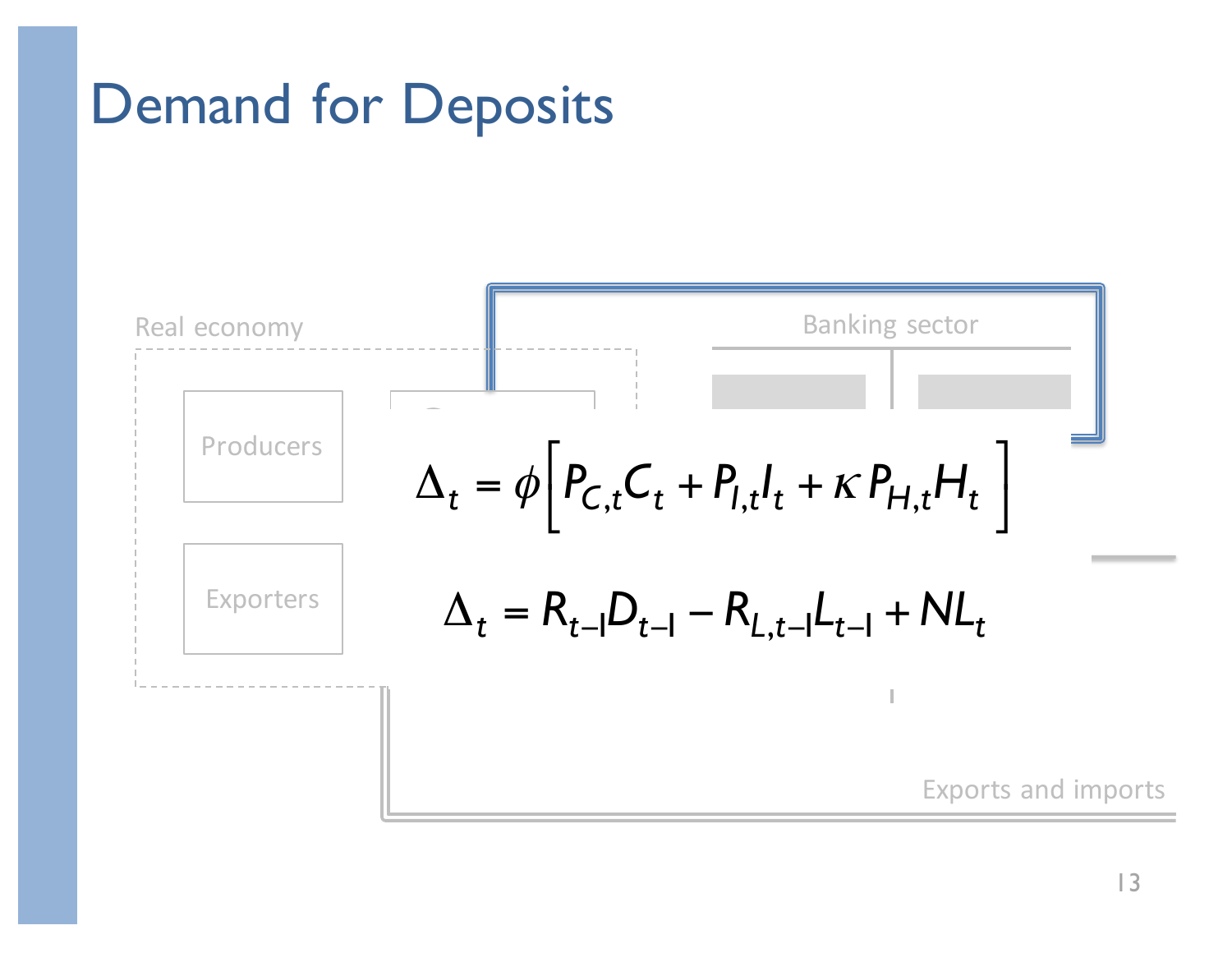# Demand for Deposits

Real economy

Producers

Exporters

Banking sector

$$\Delta_t = \phi\left[P_{C,t}C_t + P_{I,t}I_t + \kappa P_{H,t}H_t\right]$$

$$\Delta_t = R_{t-1}D_{t-1} - R_{L,t-1}L_{t-1} + NL_t$$

Exports and imports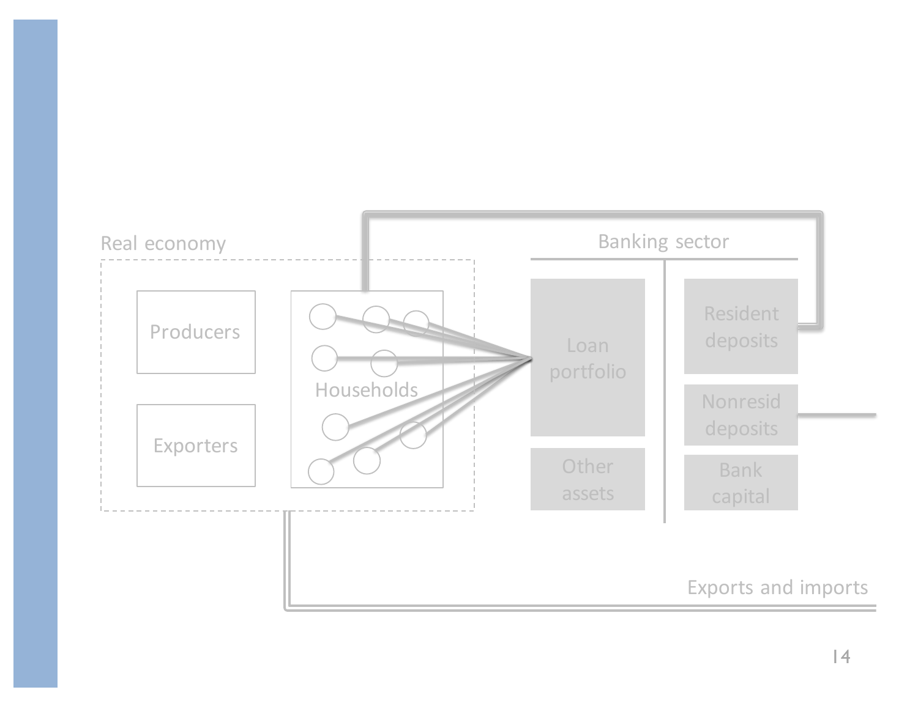Real economy

Producers

Exporters

Households

Banking sector

Loan portfolio

Other assets

Resident deposits

Nonresid deposits

Bank capital

Exports and imports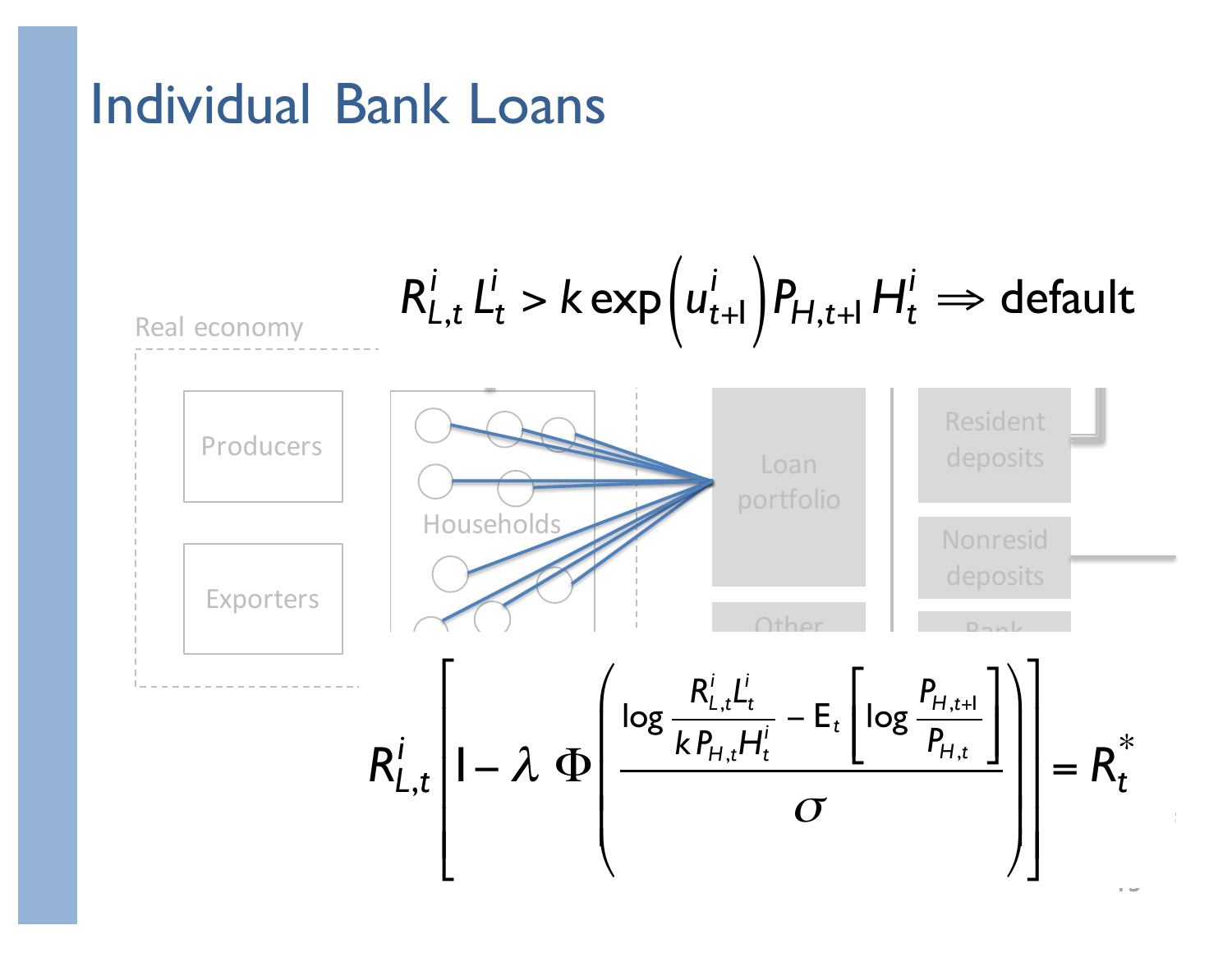# Individual Bank Loans

$$R_{L,t}^{i}\, L_t^{i} > k \exp\left(u_{t+1}^{i}\right) P_{H,t+1}\, H_t^{i} \;\Rightarrow\; \text{default}$$

Real economy

Producers

Exporters

Households

Loan portfolio

Other

Resident deposits

Nonresid deposits

Bank

$$R_{L,t}^{i}\left[1-\lambda\,\Phi\left(\frac{\log\dfrac{R_{L,t}^{i}L_t^{i}}{k\,P_{H,t}H_t^{i}}-\mathrm{E}_t\left[\log\dfrac{P_{H,t+1}}{P_{H,t}}\right]}{\sigma}\right)\right]=R_t^{*}$$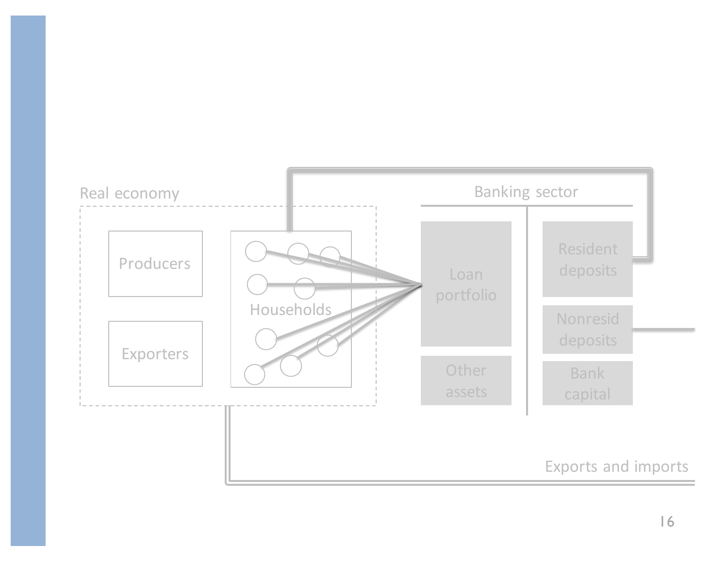Real economy

Producers

Exporters

Households

Banking sector

Loan portfolio

Other assets

Resident deposits

Nonresid deposits

Bank capital

Exports and imports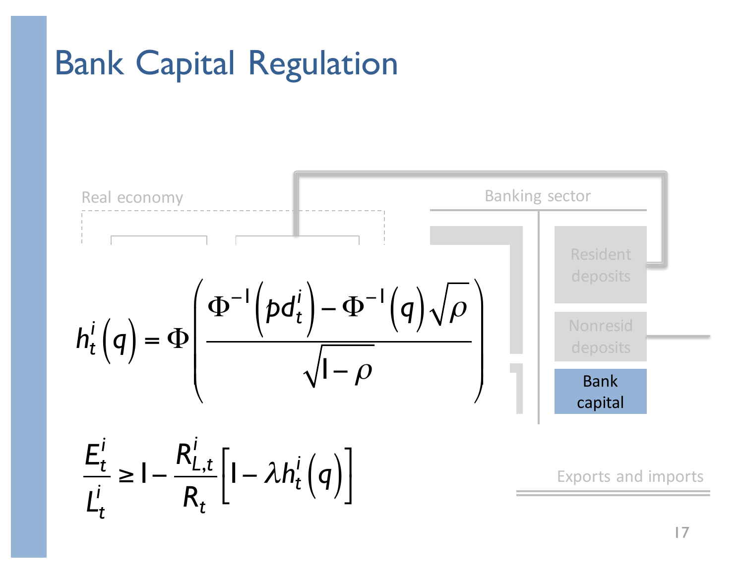# Bank Capital Regulation

Real economy

Banking sector

Resident deposits

Nonresid deposits

Bank capital

$$h_t^i(q) = \Phi\left(\frac{\Phi^{-1}\left(pd_t^i\right) - \Phi^{-1}(q)\sqrt{\rho}}{\sqrt{1-\rho}}\right)$$

$$\frac{E_t^i}{L_t^i} \geq 1 - \frac{R_{L,t}^i}{R_t}\left[1 - \lambda h_t^i(q)\right]$$

Exports and imports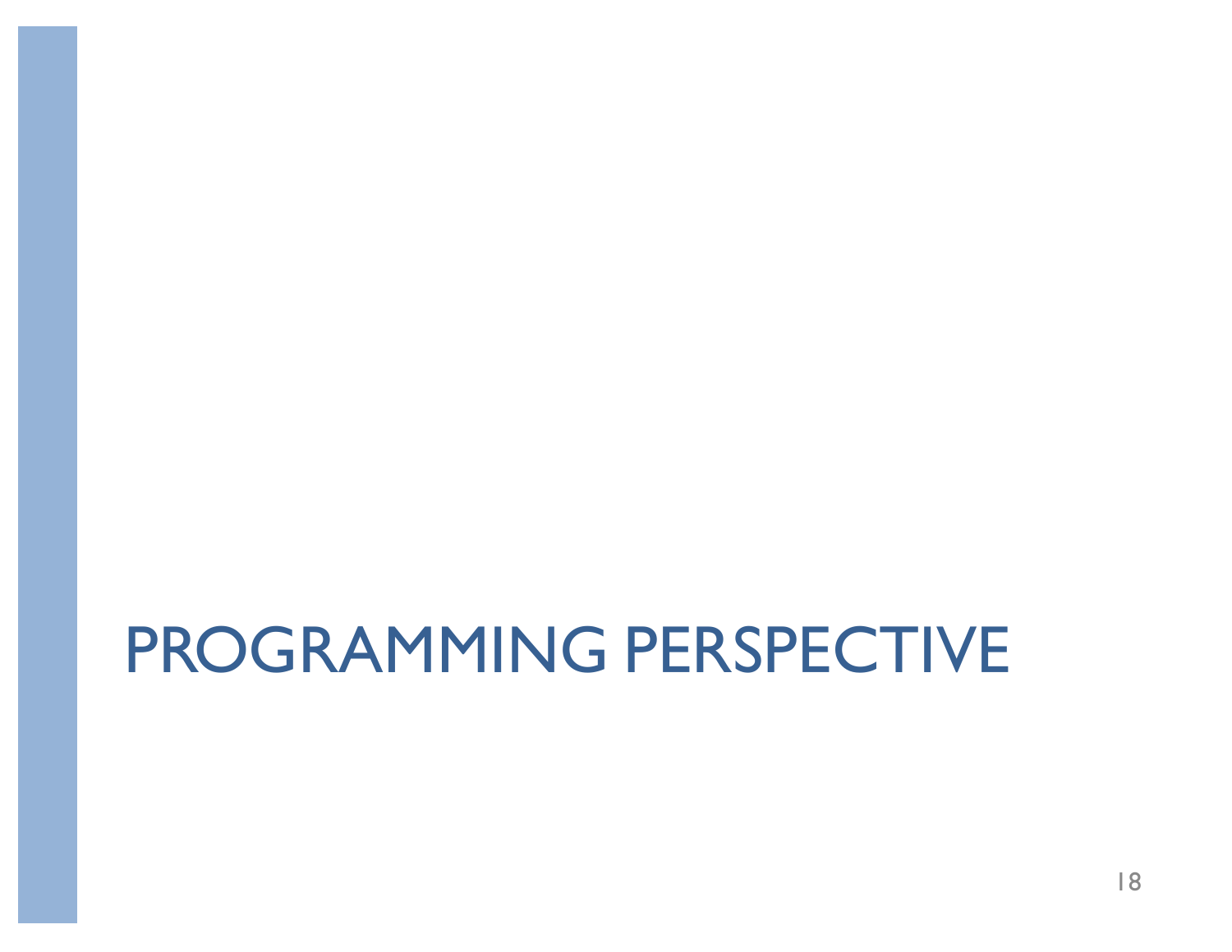# PROGRAMMING PERSPECTIVE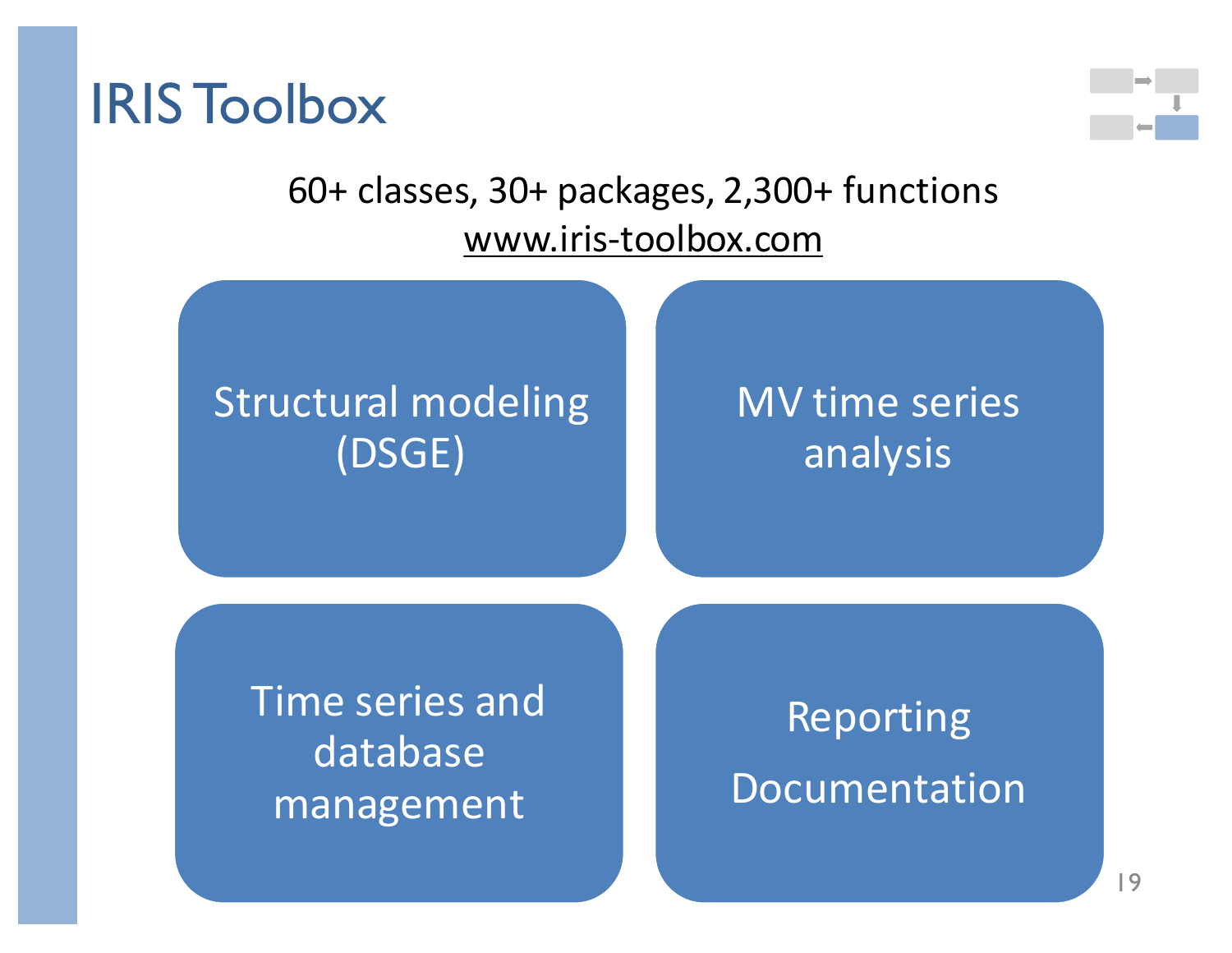# IRIS Toolbox

60+ classes, 30+ packages, 2,300+ functions

www.iris-toolbox.com

- Structural modeling (DSGE)
- MV time series analysis
- Time series and database management
- Reporting

  Documentation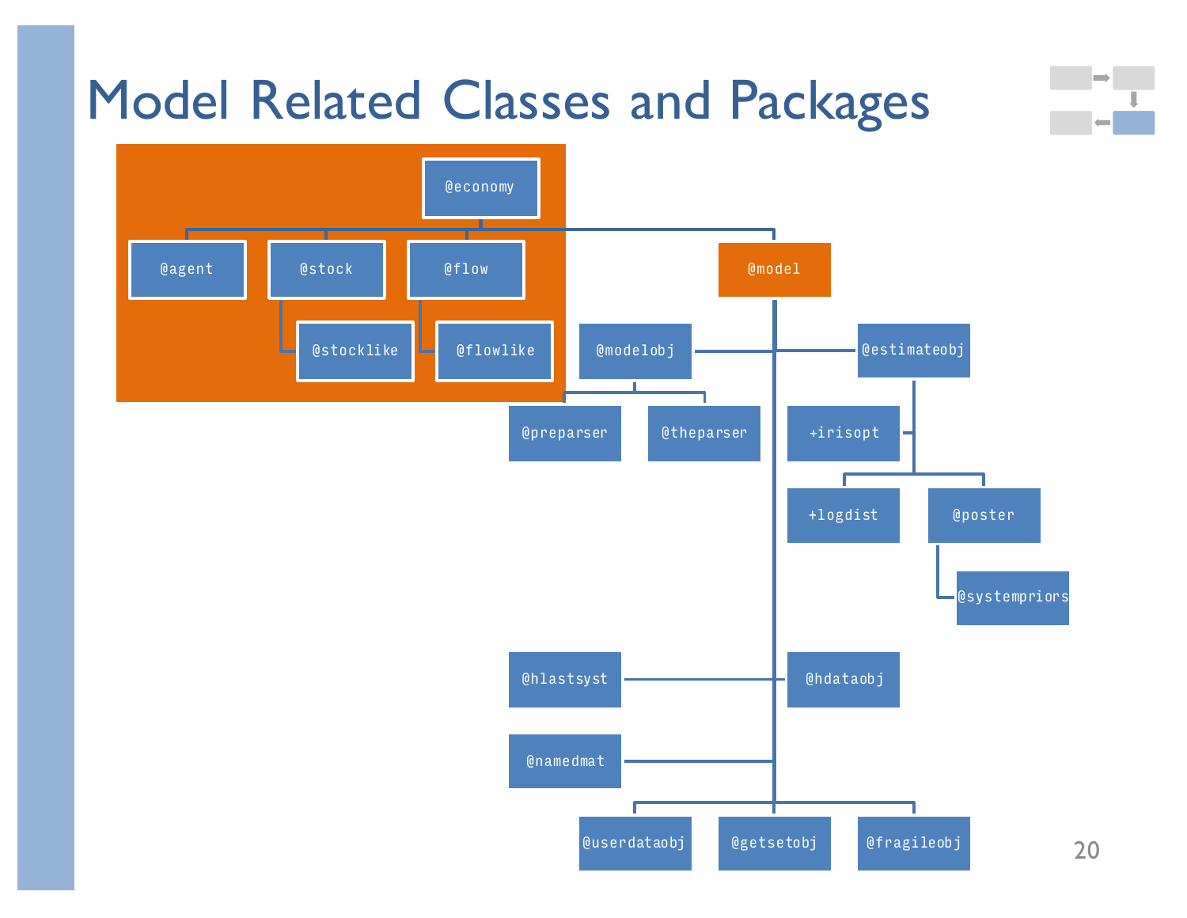# Model Related Classes and Packages

@economy

@agent

@stock

@flow

@stocklike

@flowlike

@model

@modelobj

@estimateobj

@preparser

@theparser

+irisopt

+logdist

@poster

@systempriors

@hlastsyst

@hdataobj

@namedmat

@userdataobj

@getsetobj

@fragileobj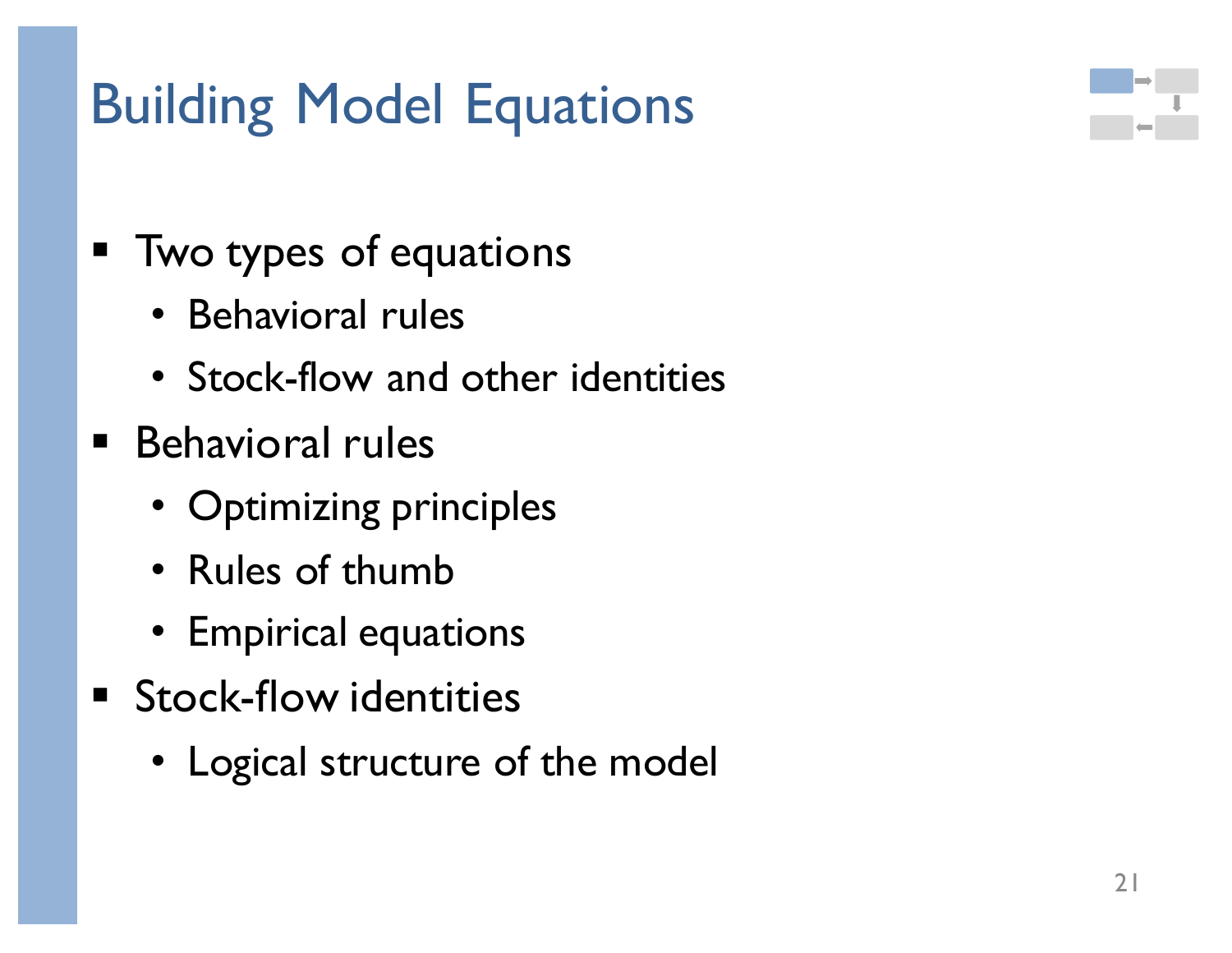# Building Model Equations

- Two types of equations
  - Behavioral rules
  - Stock-flow and other identities
- Behavioral rules
  - Optimizing principles
  - Rules of thumb
  - Empirical equations
- Stock-flow identities
  - Logical structure of the model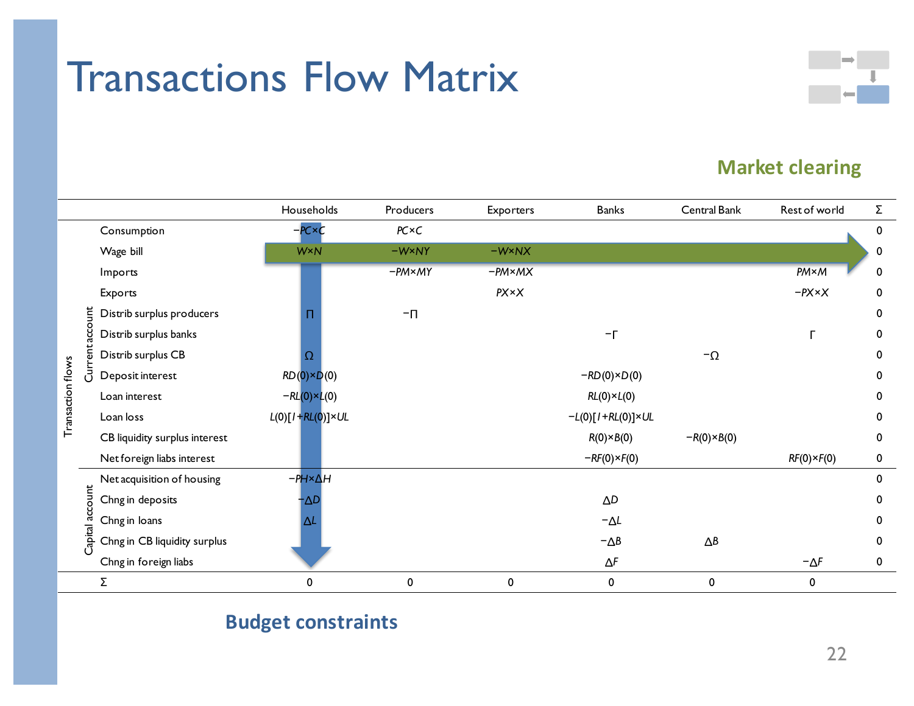# Transactions Flow Matrix

**Market clearing**

| | | | Households | Producers | Exporters | Banks | Central Bank | Rest of world | Σ |
|---|---|---|---|---|---|---|---|---|---|
| Transaction flows | Current account | Consumption | $-PC \times C$ | $PC \times C$ | | | | | 0 |
| | | Wage bill | $W \times N$ | $-W \times NY$ | $-W \times NX$ | | | | 0 |
| | | Imports | | $-PM \times MY$ | $-PM \times MX$ | | | $PM \times M$ | 0 |
| | | Exports | | | $PX \times X$ | | | $-PX \times X$ | 0 |
| | | Distrib surplus producers | $\Pi$ | $-\Pi$ | | | | | 0 |
| | | Distrib surplus banks | | | | $-\Gamma$ | | $\Gamma$ | 0 |
| | | Distrib surplus CB | $\Omega$ | | | | $-\Omega$ | | 0 |
| | | Deposit interest | $RD(0) \times D(0)$ | | | $-RD(0) \times D(0)$ | | | 0 |
| | | Loan interest | $-RL(0) \times L(0)$ | | | $RL(0) \times L(0)$ | | | 0 |
| | | Loan loss | $L(0)[1+RL(0)] \times UL$ | | | $-L(0)[1+RL(0)] \times UL$ | | | 0 |
| | | CB liquidity surplus interest | | | | $R(0) \times B(0)$ | $-R(0) \times B(0)$ | | 0 |
| | | Net foreign liabs interest | | | | $-RF(0) \times F(0)$ | | $RF(0) \times F(0)$ | 0 |
| | Capital account | Net acquisition of housing | $-PH \times \Delta H$ | | | | | | 0 |
| | | Chng in deposits | $-\Delta D$ | | | $\Delta D$ | | | 0 |
| | | Chng in loans | $\Delta L$ | | | $-\Delta L$ | | | 0 |
| | | Chng in CB liquidity surplus | | | | $-\Delta B$ | $\Delta B$ | | 0 |
| | | Chng in foreign liabs | | | | $\Delta F$ | | $-\Delta F$ | 0 |
| | | Σ | 0 | 0 | 0 | 0 | 0 | 0 | |

**Budget constraints**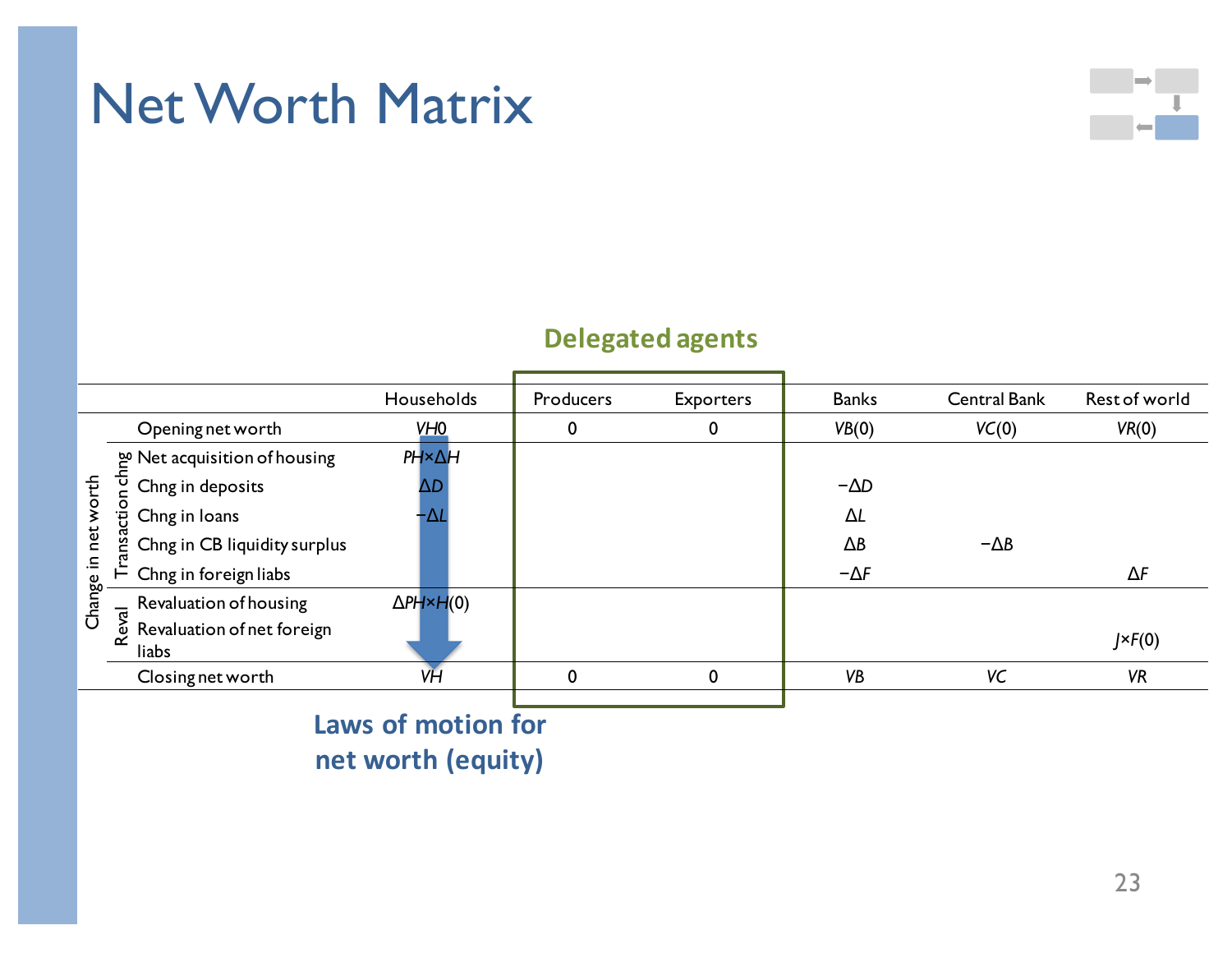# Net Worth Matrix

**Delegated agents**

| | | Households | Producers | Exporters | Banks | Central Bank | Rest of world |
|---|---|---|---|---|---|---|---|
| | Opening net worth | $VH0$ | 0 | 0 | $VB(0)$ | $VC(0)$ | $VR(0)$ |
| Change in net worth: Transaction chng | Net acquisition of housing | $PH \times \Delta H$ | | | | | |
| | Chng in deposits | $\Delta D$ | | | $-\Delta D$ | | |
| | Chng in loans | $-\Delta L$ | | | $\Delta L$ | | |
| | Chng in CB liquidity surplus | | | | $\Delta B$ | $-\Delta B$ | |
| | Chng in foreign liabs | | | | $-\Delta F$ | | $\Delta F$ |
| Change in net worth: Reval | Revaluation of housing | $\Delta PH \times H(0)$ | | | | | |
| | Revaluation of net foreign liabs | | | | | | $J \times F(0)$ |
| | Closing net worth | $VH$ | 0 | 0 | $VB$ | $VC$ | $VR$ |

**Laws of motion for net worth (equity)**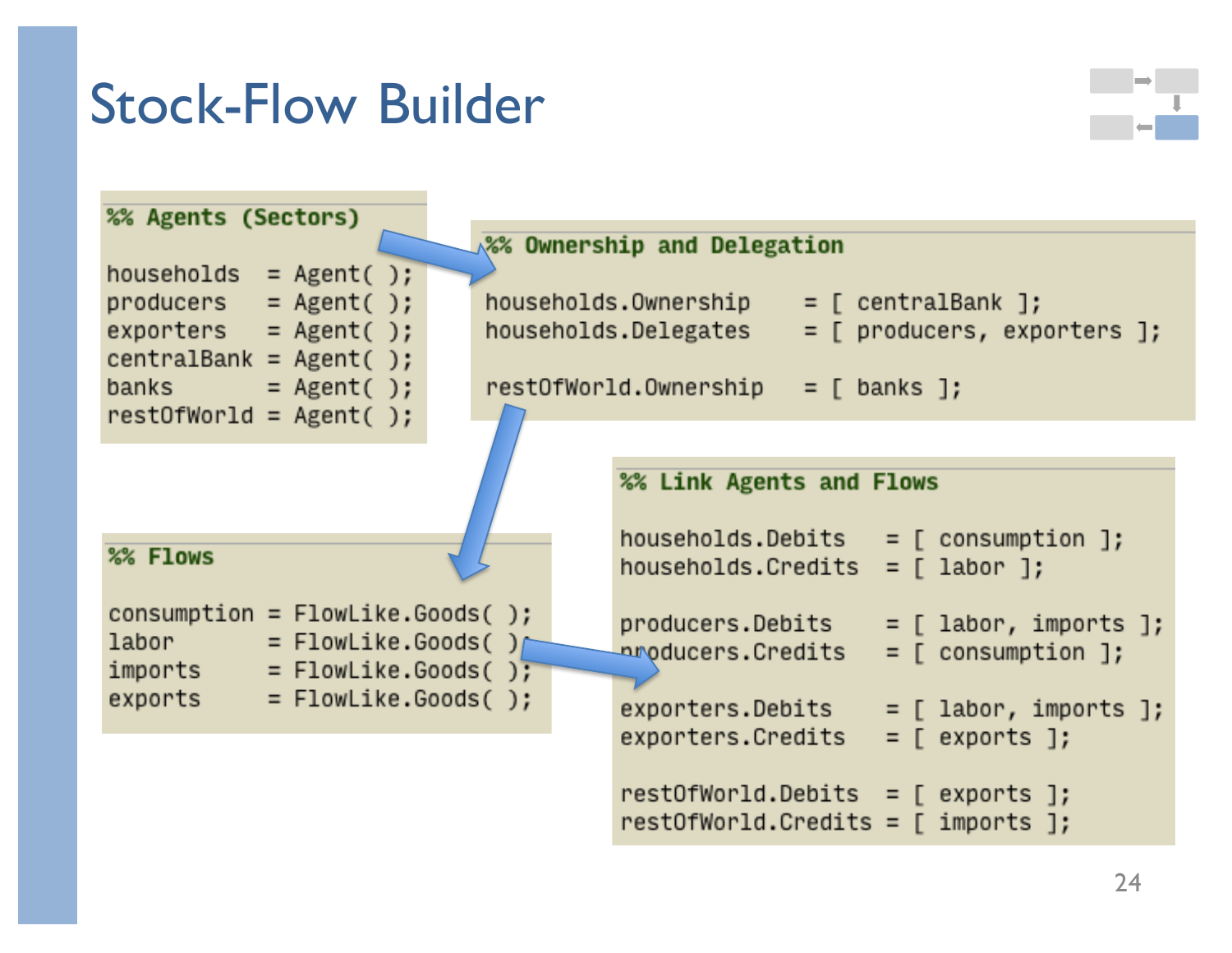# Stock-Flow Builder

```
%% Agents (Sectors)

households  = Agent( );
producers   = Agent( );
exporters   = Agent( );
centralBank = Agent( );
banks       = Agent( );
restOfWorld = Agent( );
```

```
%% Ownership and Delegation

households.Ownership    = [ centralBank ];
households.Delegates    = [ producers, exporters ];

restOfWorld.Ownership   = [ banks ];
```

```
%% Flows

consumption = FlowLike.Goods( );
labor       = FlowLike.Goods( );
imports     = FlowLike.Goods( );
exports     = FlowLike.Goods( );
```

```
%% Link Agents and Flows

households.Debits    = [ consumption ];
households.Credits   = [ labor ];

producers.Debits     = [ labor, imports ];
producers.Credits    = [ consumption ];

exporters.Debits     = [ labor, imports ];
exporters.Credits    = [ exports ];

restOfWorld.Debits   = [ exports ];
restOfWorld.Credits  = [ imports ];
```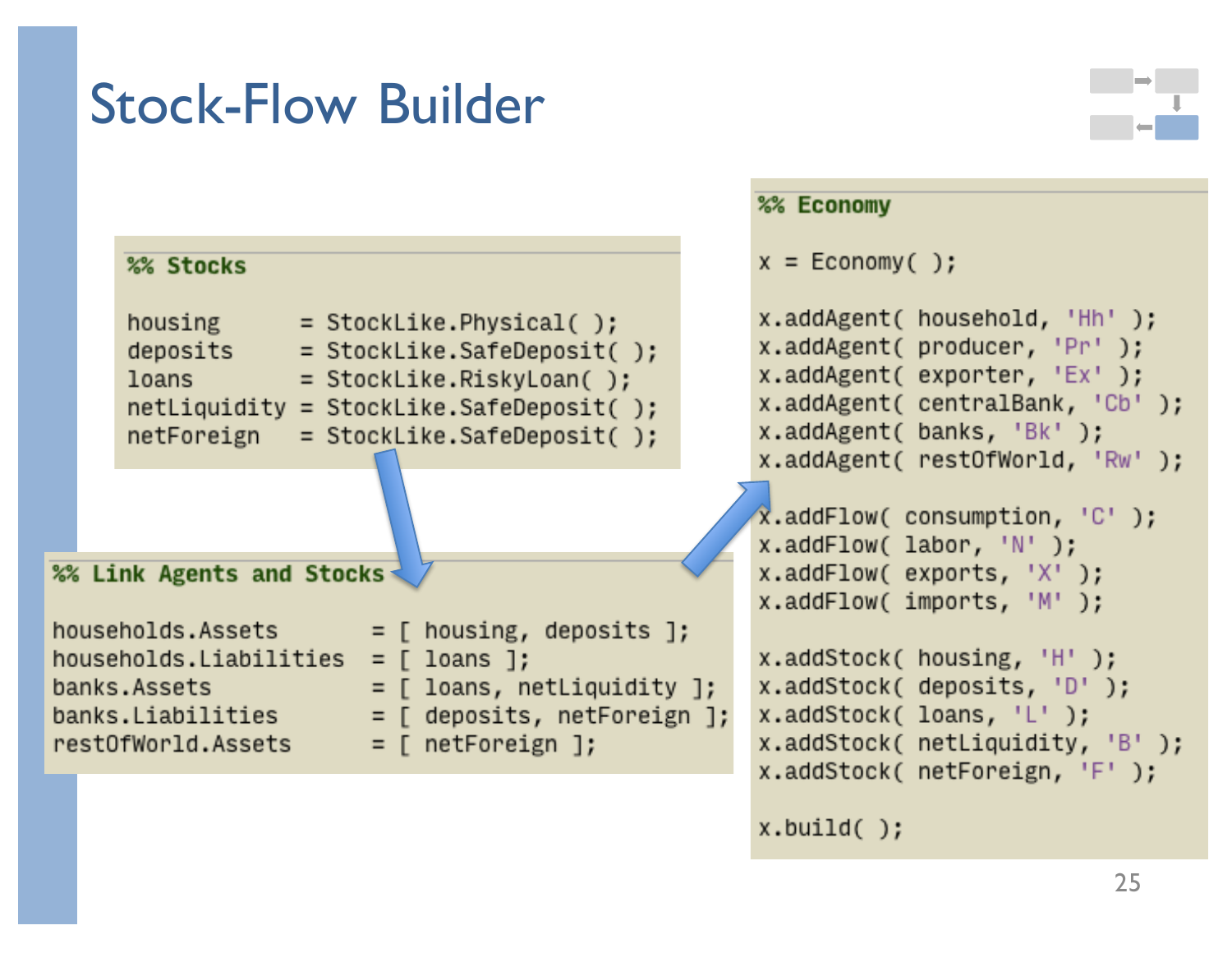# Stock-Flow Builder

```
%% Stocks

housing      = StockLike.Physical( );
deposits     = StockLike.SafeDeposit( );
loans        = StockLike.RiskyLoan( );
netLiquidity = StockLike.SafeDeposit( );
netForeign   = StockLike.SafeDeposit( );
```

```
%% Link Agents and Stocks

households.Assets       = [ housing, deposits ];
households.Liabilities  = [ loans ];
banks.Assets            = [ loans, netLiquidity ];
banks.Liabilities       = [ deposits, netForeign ];
restOfWorld.Assets      = [ netForeign ];
```

```
%% Economy

x = Economy( );

x.addAgent( household, 'Hh' );
x.addAgent( producer, 'Pr' );
x.addAgent( exporter, 'Ex' );
x.addAgent( centralBank, 'Cb' );
x.addAgent( banks, 'Bk' );
x.addAgent( restOfWorld, 'Rw' );

x.addFlow( consumption, 'C' );
x.addFlow( labor, 'N' );
x.addFlow( exports, 'X' );
x.addFlow( imports, 'M' );

x.addStock( housing, 'H' );
x.addStock( deposits, 'D' );
x.addStock( loans, 'L' );
x.addStock( netLiquidity, 'B' );
x.addStock( netForeign, 'F' );

x.build( );
```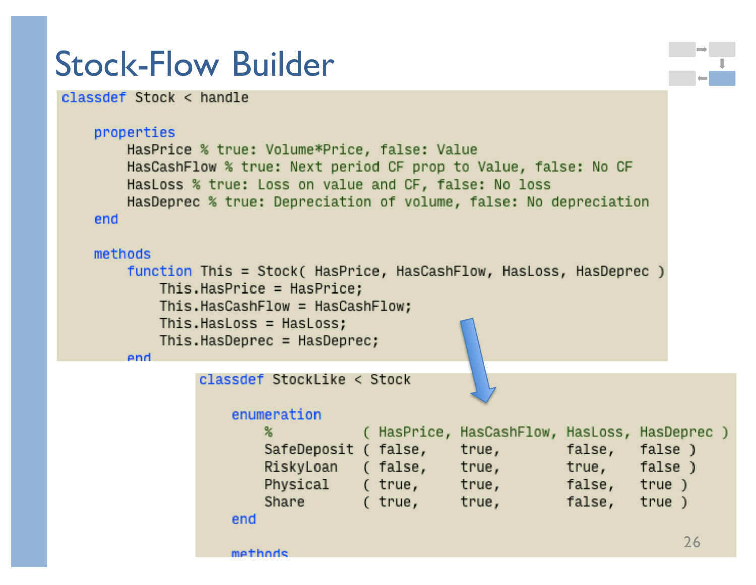# Stock-Flow Builder

```
classdef Stock < handle

    properties
        HasPrice % true: Volume*Price, false: Value
        HasCashFlow % true: Next period CF prop to Value, false: No CF
        HasLoss % true: Loss on value and CF, false: No loss
        HasDeprec % true: Depreciation of volume, false: No depreciation
    end

    methods
        function This = Stock( HasPrice, HasCashFlow, HasLoss, HasDeprec )
            This.HasPrice = HasPrice;
            This.HasCashFlow = HasCashFlow;
            This.HasLoss = HasLoss;
            This.HasDeprec = HasDeprec;
        end
```

```
classdef StockLike < Stock

    enumeration
        %           ( HasPrice, HasCashFlow, HasLoss, HasDeprec )
        SafeDeposit ( false,    true,        false,   false )
        RiskyLoan   ( false,    true,        true,    false )
        Physical    ( true,     true,        false,   true )
        Share       ( true,     true,        false,   true )
    end

    methods
```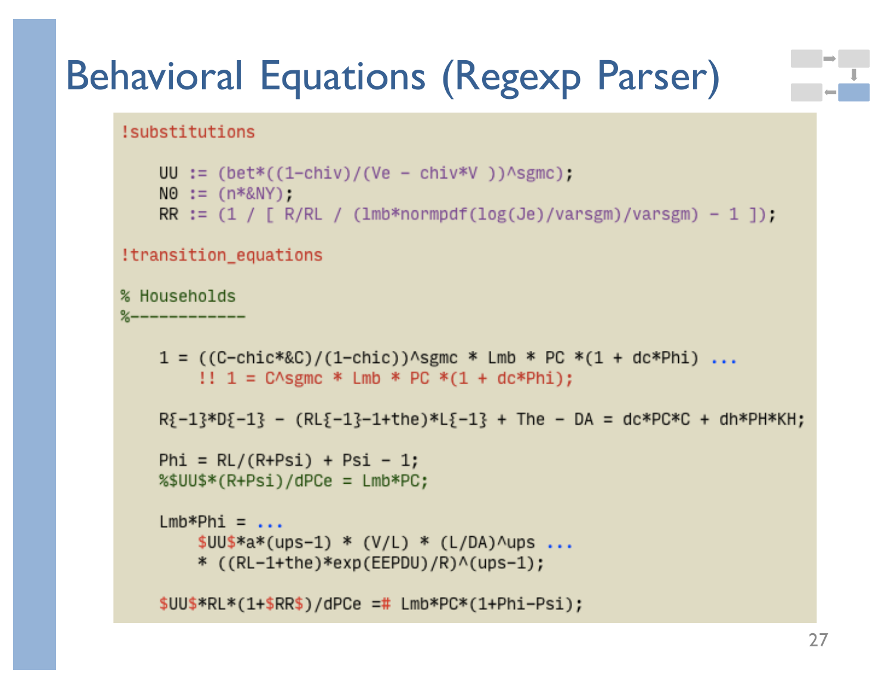# Behavioral Equations (Regexp Parser)

```
!substitutions

    UU := (bet*((1-chiv)/(Ve - chiv*V ))^sgmc);
    N0 := (n*&NY);
    RR := (1 / [ R/RL / (lmb*normpdf(log(Je)/varsgm)/varsgm) - 1 ]);

!transition_equations

% Households
%------------

    1 = ((C-chic*&C)/(1-chic))^sgmc * Lmb * PC *(1 + dc*Phi) ...
        !! 1 = C^sgmc * Lmb * PC *(1 + dc*Phi);

    R{-1}*D{-1} - (RL{-1}-1+the)*L{-1} + The - DA = dc*PC*C + dh*PH*KH;

    Phi = RL/(R+Psi) + Psi - 1;
    %$UU$*(R+Psi)/dPCe = Lmb*PC;

    Lmb*Phi = ...
        $UU$*a*(ups-1) * (V/L) * (L/DA)^ups ...
        * ((RL-1+the)*exp(EEPDU)/R)^(ups-1);

    $UU$*RL*(1+$RR$)/dPCe =# Lmb*PC*(1+Phi-Psi);
```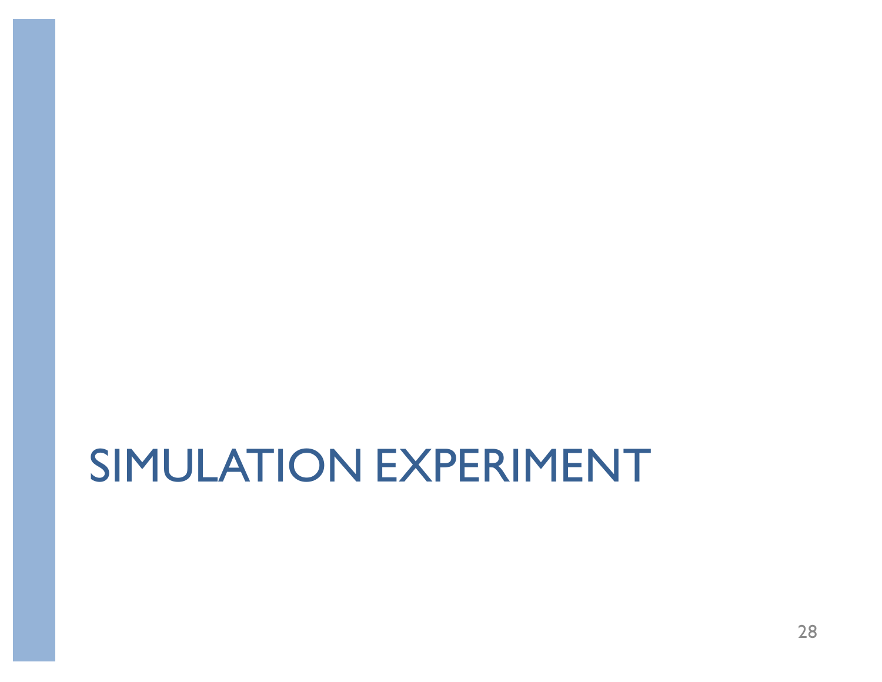# SIMULATION EXPERIMENT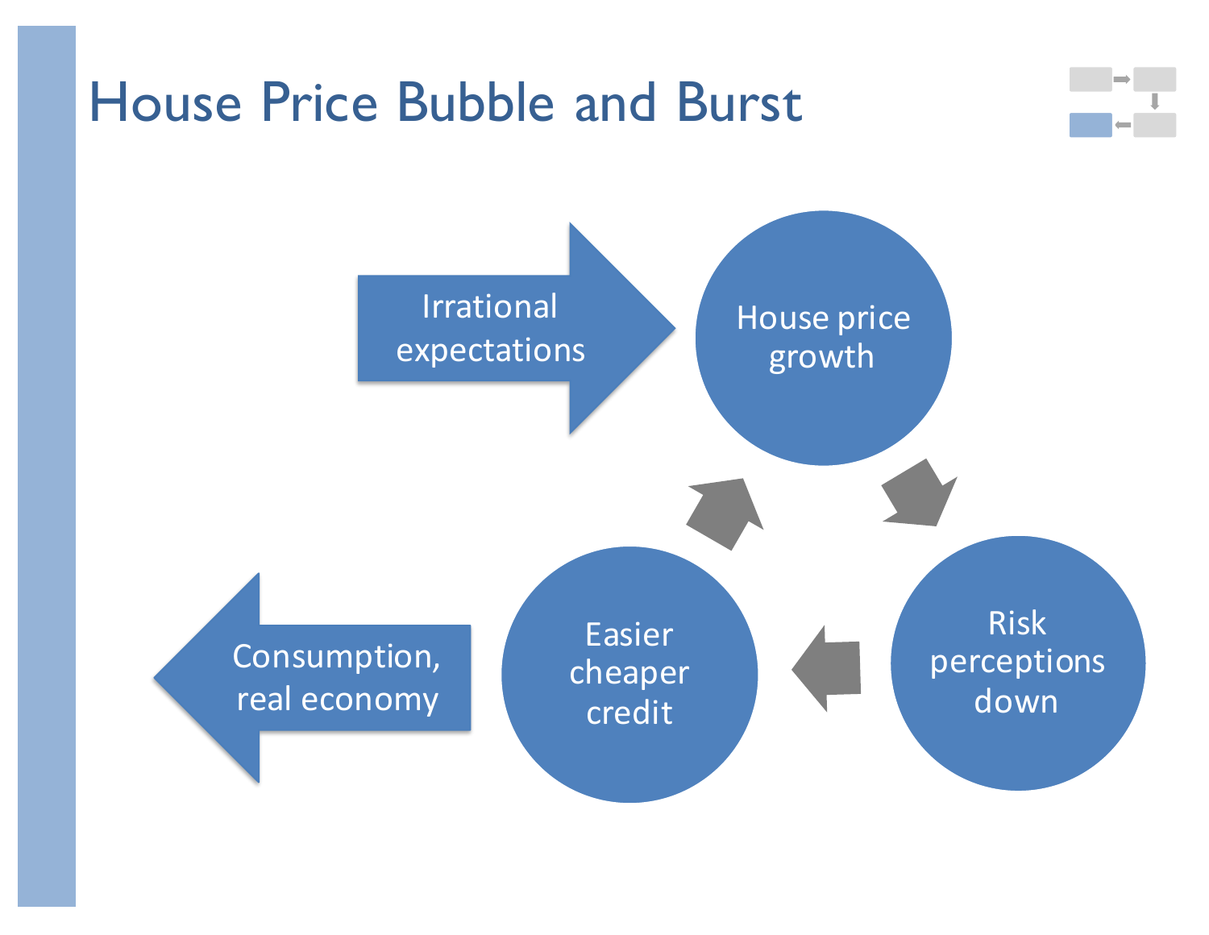# House Price Bubble and Burst

Irrational expectations

House price growth

Risk perceptions down

Easier cheaper credit

Consumption, real economy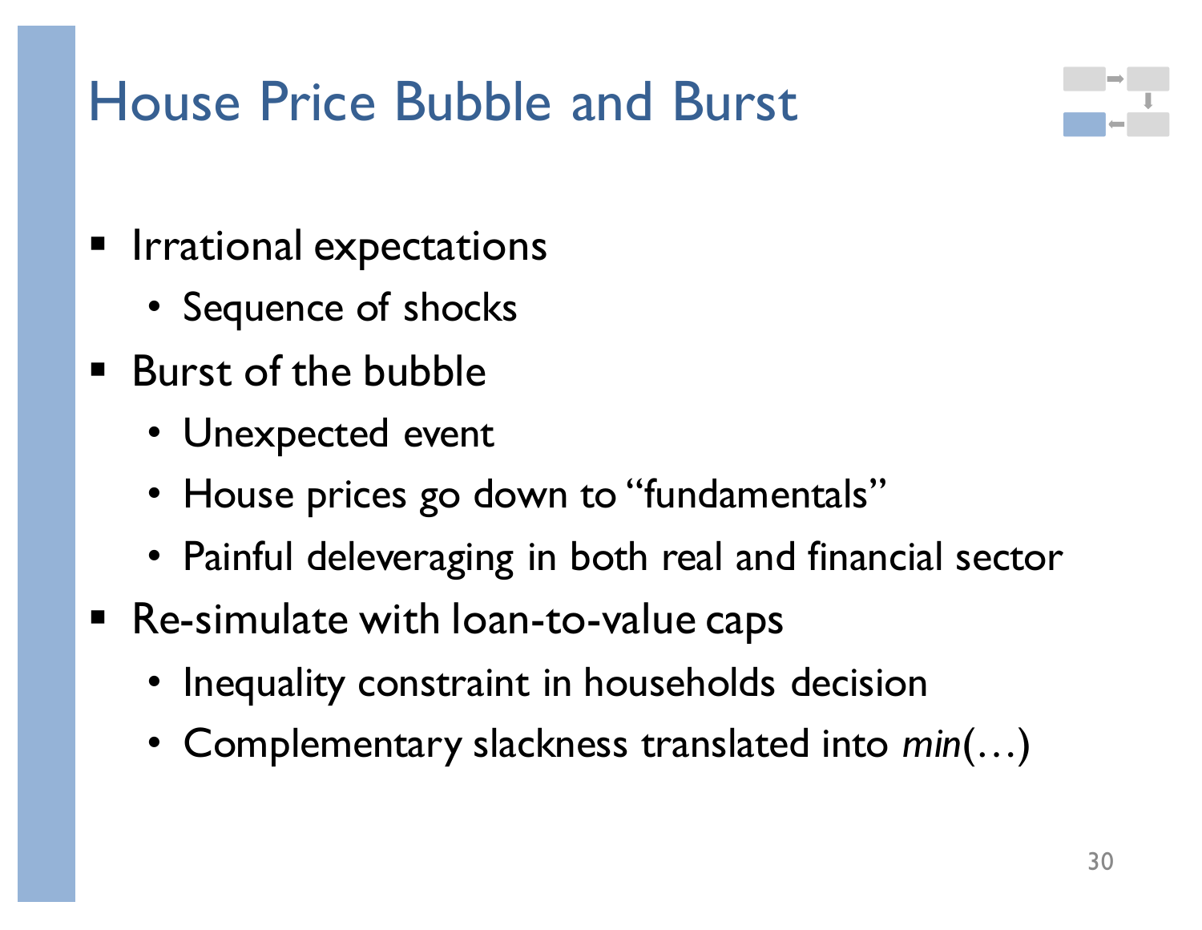# House Price Bubble and Burst

- Irrational expectations
  - Sequence of shocks
- Burst of the bubble
  - Unexpected event
  - House prices go down to "fundamentals"
  - Painful deleveraging in both real and financial sector
- Re-simulate with loan-to-value caps
  - Inequality constraint in households decision
  - Complementary slackness translated into *min*(…)